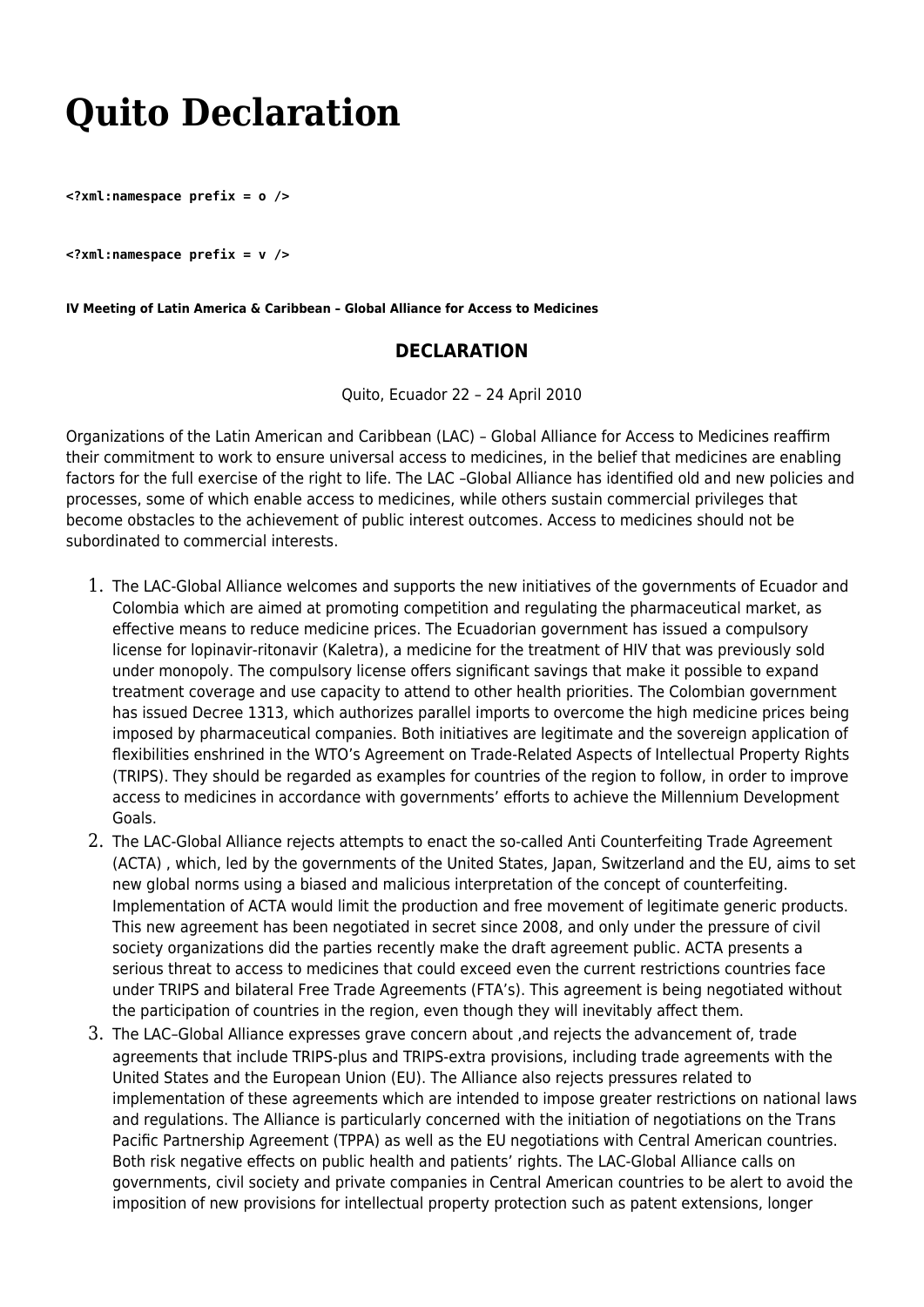# Quito Declaration

**<?xml:namespace prefix = o />**

**<?xml:namespace prefix = v />**

**IV Meeting of Latin America & Caribbean – Global Alliance for Access to Medicines**

## DECLARATION

Quito, Ecuador 22 – 24 April 2010

Organizations of the Latin American and Caribbean (LAC) – Global Alliance for Access to Medicines reaffirm their commitment to work to ensure universal access to medicines, in the belief that medicines are enabling factors for the full exercise of the right to life. The LAC –Global Alliance has identified old and new policies and processes, some of which enable access to medicines, while others sustain commercial privileges that become obstacles to the achievement of public interest outcomes. Access to medicines should not be subordinated to commercial interests.

1. The LAC-Global Alliance welcomes and supports the new initiatives of the governments of Ecuador and Colombia which are aimed at promoting competition and regulating the pharmaceutical market, as effective means to reduce medicine prices. The Ecuadorian government has issued a compulsory license for lopinavir-ritonavir (Kaletra), a medicine for the treatment of HIV that was previously sold under monopoly. The compulsory license offers significant savings that make it possible to expand treatment coverage and use capacity to attend to other health priorities. The Colombian government has issued Decree 1313, which authorizes parallel imports to overcome the high medicine prices being imposed by pharmaceutical companies. Both initiatives are legitimate and the sovereign application of flexibilities enshrined in the WTO's Agreement on Trade-Related Aspects of Intellectual Property Rights (TRIPS). They should be regarded as examples for countries of the region to follow, in order to improve access to medicines in accordance with governments' efforts to achieve the Millennium Development Goals.
2. The LAC-Global Alliance rejects attempts to enact the so-called Anti Counterfeiting Trade Agreement (ACTA) , which, led by the governments of the United States, Japan, Switzerland and the EU, aims to set new global norms using a biased and malicious interpretation of the concept of counterfeiting. Implementation of ACTA would limit the production and free movement of legitimate generic products. This new agreement has been negotiated in secret since 2008, and only under the pressure of civil society organizations did the parties recently make the draft agreement public. ACTA presents a serious threat to access to medicines that could exceed even the current restrictions countries face under TRIPS and bilateral Free Trade Agreements (FTA's). This agreement is being negotiated without the participation of countries in the region, even though they will inevitably affect them.
3. The LAC–Global Alliance expresses grave concern about ,and rejects the advancement of, trade agreements that include TRIPS-plus and TRIPS-extra provisions, including trade agreements with the United States and the European Union (EU). The Alliance also rejects pressures related to implementation of these agreements which are intended to impose greater restrictions on national laws and regulations. The Alliance is particularly concerned with the initiation of negotiations on the Trans Pacific Partnership Agreement (TPPA) as well as the EU negotiations with Central American countries. Both risk negative effects on public health and patients' rights. The LAC-Global Alliance calls on governments, civil society and private companies in Central American countries to be alert to avoid the imposition of new provisions for intellectual property protection such as patent extensions, longer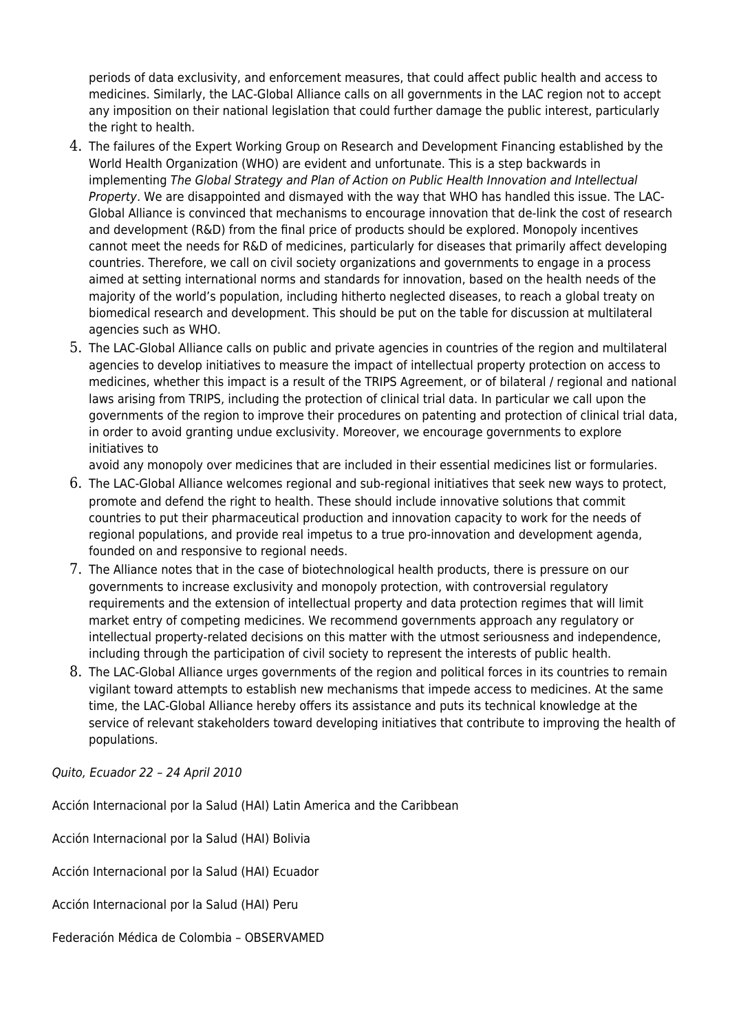periods of data exclusivity, and enforcement measures, that could affect public health and access to medicines. Similarly, the LAC-Global Alliance calls on all governments in the LAC region not to accept any imposition on their national legislation that could further damage the public interest, particularly the right to health.

4. The failures of the Expert Working Group on Research and Development Financing established by the World Health Organization (WHO) are evident and unfortunate. This is a step backwards in implementing *The Global Strategy and Plan of Action on Public Health Innovation and Intellectual Property*. We are disappointed and dismayed with the way that WHO has handled this issue. The LAC-Global Alliance is convinced that mechanisms to encourage innovation that de-link the cost of research and development (R&D) from the final price of products should be explored. Monopoly incentives cannot meet the needs for R&D of medicines, particularly for diseases that primarily affect developing countries. Therefore, we call on civil society organizations and governments to engage in a process aimed at setting international norms and standards for innovation, based on the health needs of the majority of the world's population, including hitherto neglected diseases, to reach a global treaty on biomedical research and development. This should be put on the table for discussion at multilateral agencies such as WHO.
5. The LAC-Global Alliance calls on public and private agencies in countries of the region and multilateral agencies to develop initiatives to measure the impact of intellectual property protection on access to medicines, whether this impact is a result of the TRIPS Agreement, or of bilateral / regional and national laws arising from TRIPS, including the protection of clinical trial data. In particular we call upon the governments of the region to improve their procedures on patenting and protection of clinical trial data, in order to avoid granting undue exclusivity. Moreover, we encourage governments to explore initiatives to avoid any monopoly over medicines that are included in their essential medicines list or formularies.
6. The LAC-Global Alliance welcomes regional and sub-regional initiatives that seek new ways to protect, promote and defend the right to health. These should include innovative solutions that commit countries to put their pharmaceutical production and innovation capacity to work for the needs of regional populations, and provide real impetus to a true pro-innovation and development agenda, founded on and responsive to regional needs.
7. The Alliance notes that in the case of biotechnological health products, there is pressure on our governments to increase exclusivity and monopoly protection, with controversial regulatory requirements and the extension of intellectual property and data protection regimes that will limit market entry of competing medicines. We recommend governments approach any regulatory or intellectual property-related decisions on this matter with the utmost seriousness and independence, including through the participation of civil society to represent the interests of public health.
8. The LAC-Global Alliance urges governments of the region and political forces in its countries to remain vigilant toward attempts to establish new mechanisms that impede access to medicines. At the same time, the LAC-Global Alliance hereby offers its assistance and puts its technical knowledge at the service of relevant stakeholders toward developing initiatives that contribute to improving the health of populations.

*Quito, Ecuador 22 – 24 April 2010*

Acción Internacional por la Salud (HAI) Latin America and the Caribbean

Acción Internacional por la Salud (HAI) Bolivia

Acción Internacional por la Salud (HAI) Ecuador

Acción Internacional por la Salud (HAI) Peru

Federación Médica de Colombia – OBSERVAMED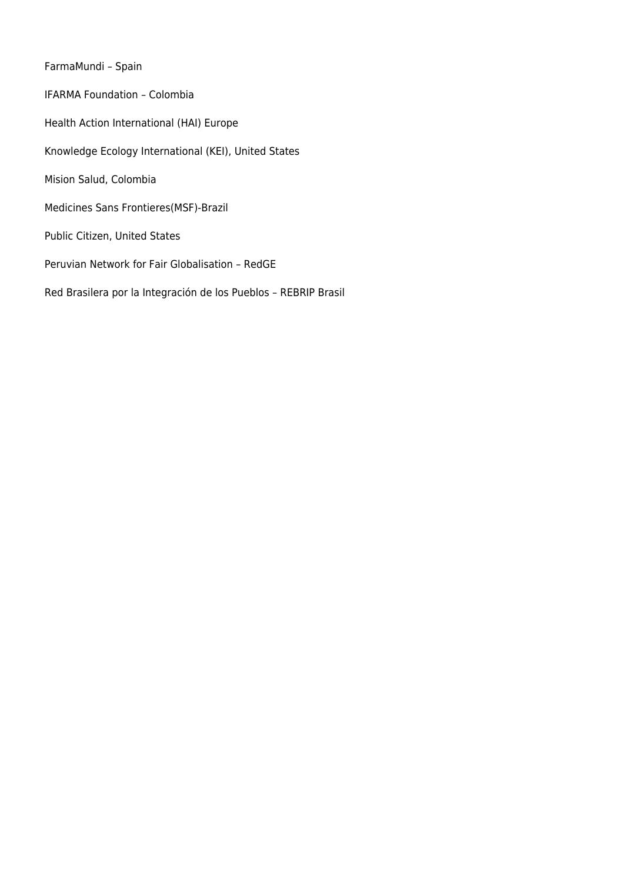FarmaMundi – Spain

IFARMA Foundation – Colombia

Health Action International (HAI) Europe

Knowledge Ecology International (KEI), United States

Mision Salud, Colombia

Medicines Sans Frontieres(MSF)-Brazil

Public Citizen, United States

Peruvian Network for Fair Globalisation – RedGE

Red Brasilera por la Integración de los Pueblos – REBRIP Brasil